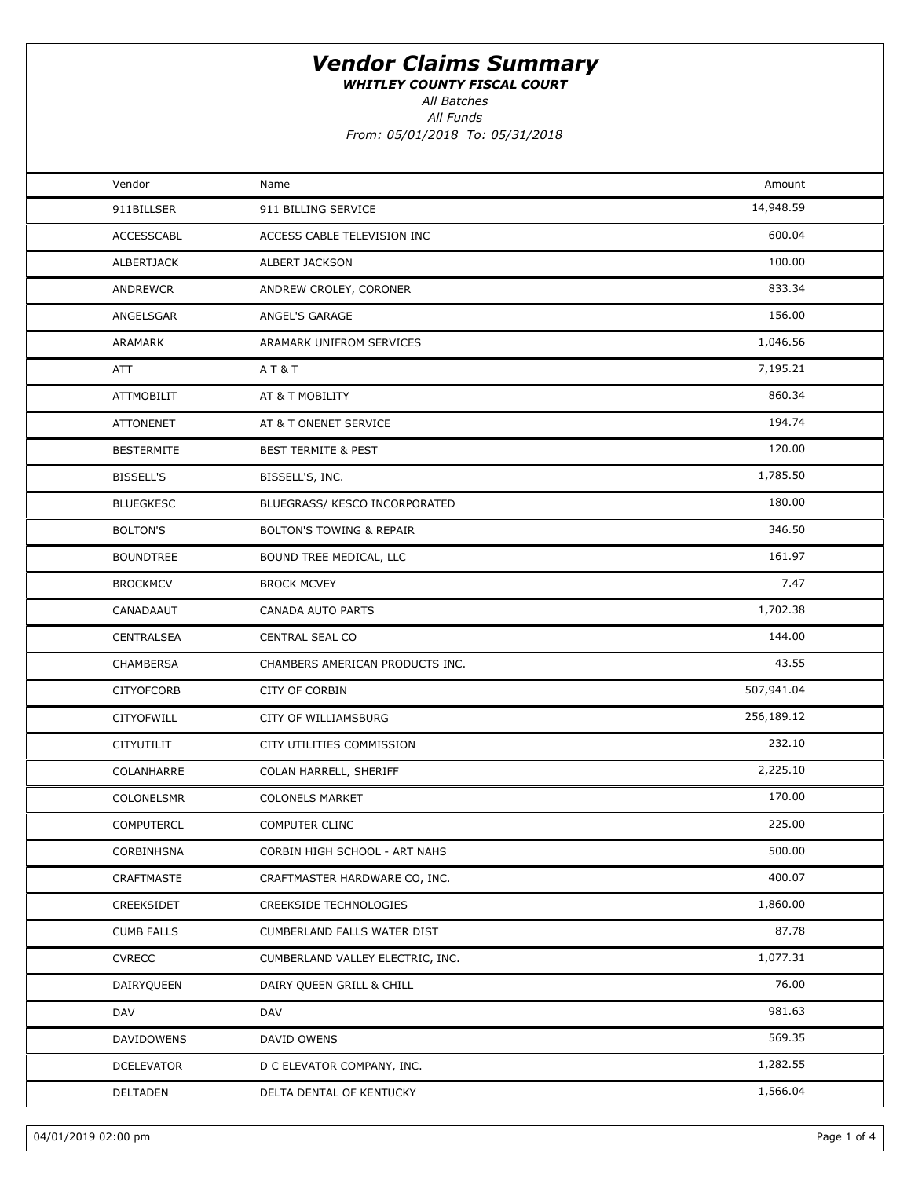# Vendor Claims Summary

***WHITLEY COUNTY FISCAL COURT***

*All Batches*

*All Funds*

*From: 05/01/2018 To: 05/31/2018*

| Vendor | Name | Amount |
|---|---|---|
| 911BILLSER | 911 BILLING SERVICE | 14,948.59 |
| ACCESSCABL | ACCESS CABLE TELEVISION INC | 600.04 |
| ALBERTJACK | ALBERT JACKSON | 100.00 |
| ANDREWCR | ANDREW CROLEY, CORONER | 833.34 |
| ANGELSGAR | ANGEL'S GARAGE | 156.00 |
| ARAMARK | ARAMARK UNIFROM SERVICES | 1,046.56 |
| ATT | A T & T | 7,195.21 |
| ATTMOBILIT | AT & T MOBILITY | 860.34 |
| ATTONENET | AT & T ONENET SERVICE | 194.74 |
| BESTERMITE | BEST TERMITE & PEST | 120.00 |
| BISSELL'S | BISSELL'S, INC. | 1,785.50 |
| BLUEGKESC | BLUEGRASS/ KESCO INCORPORATED | 180.00 |
| BOLTON'S | BOLTON'S TOWING & REPAIR | 346.50 |
| BOUNDTREE | BOUND TREE MEDICAL, LLC | 161.97 |
| BROCKMCV | BROCK MCVEY | 7.47 |
| CANADAAUT | CANADA AUTO PARTS | 1,702.38 |
| CENTRALSEA | CENTRAL SEAL CO | 144.00 |
| CHAMBERSA | CHAMBERS AMERICAN PRODUCTS INC. | 43.55 |
| CITYOFCORB | CITY OF CORBIN | 507,941.04 |
| CITYOFWILL | CITY OF WILLIAMSBURG | 256,189.12 |
| CITYUTILIT | CITY UTILITIES COMMISSION | 232.10 |
| COLANHARRE | COLAN HARRELL, SHERIFF | 2,225.10 |
| COLONELSMR | COLONELS MARKET | 170.00 |
| COMPUTERCL | COMPUTER CLINC | 225.00 |
| CORBINHSNA | CORBIN HIGH SCHOOL - ART NAHS | 500.00 |
| CRAFTMASTE | CRAFTMASTER HARDWARE CO, INC. | 400.07 |
| CREEKSIDET | CREEKSIDE TECHNOLOGIES | 1,860.00 |
| CUMB FALLS | CUMBERLAND FALLS WATER DIST | 87.78 |
| CVRECC | CUMBERLAND VALLEY ELECTRIC, INC. | 1,077.31 |
| DAIRYQUEEN | DAIRY QUEEN GRILL & CHILL | 76.00 |
| DAV | DAV | 981.63 |
| DAVIDOWENS | DAVID OWENS | 569.35 |
| DCELEVATOR | D C ELEVATOR COMPANY, INC. | 1,282.55 |
| DELTADEN | DELTA DENTAL OF KENTUCKY | 1,566.04 |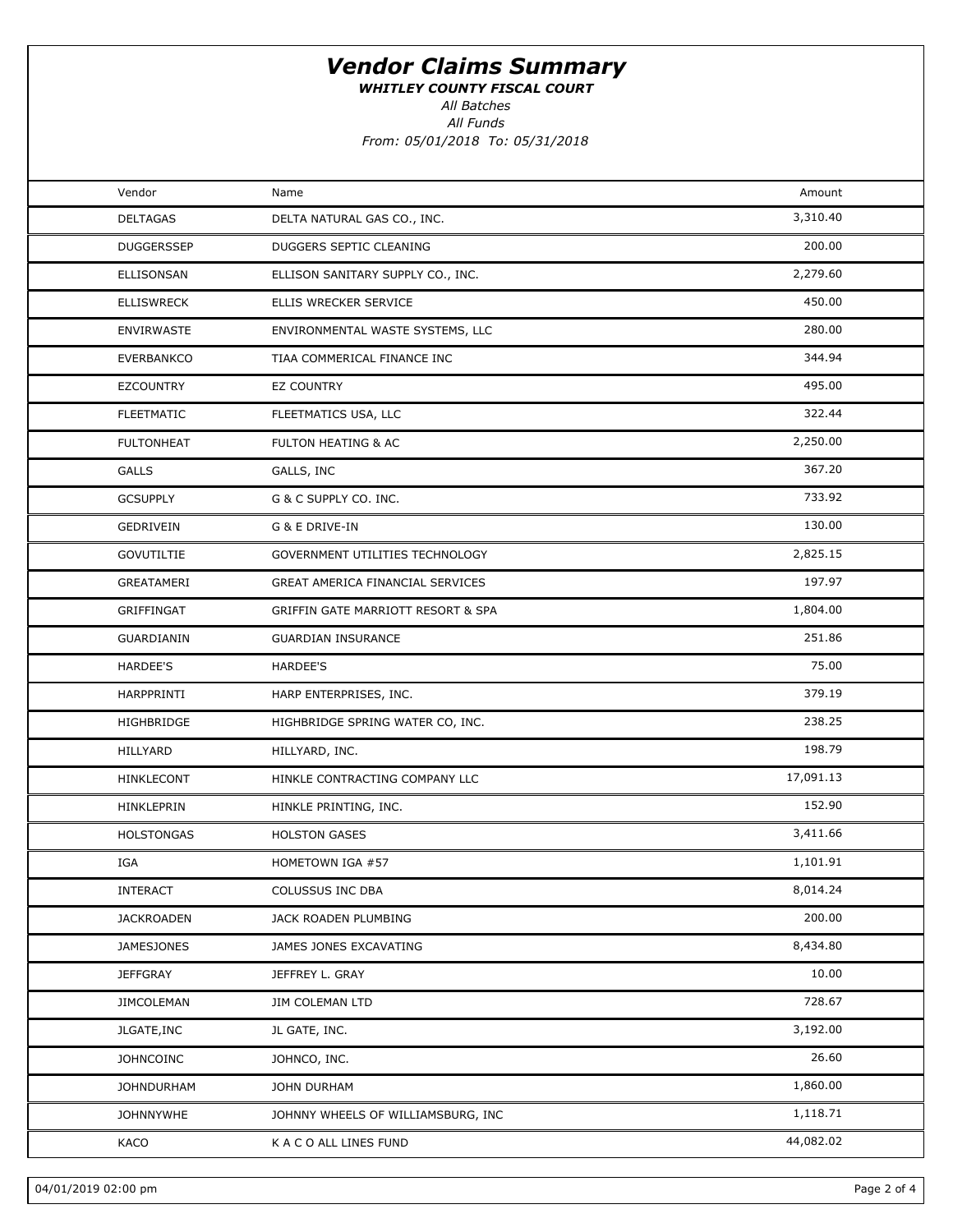# *Vendor Claims Summary*

***WHITLEY COUNTY FISCAL COURT***

*All Batches*

*All Funds*

*From: 05/01/2018 To: 05/31/2018*

| Vendor | Name | Amount |
|---|---|---|
| DELTAGAS | DELTA NATURAL GAS CO., INC. | 3,310.40 |
| DUGGERSSEP | DUGGERS SEPTIC CLEANING | 200.00 |
| ELLISONSAN | ELLISON SANITARY SUPPLY CO., INC. | 2,279.60 |
| ELLISWRECK | ELLIS WRECKER SERVICE | 450.00 |
| ENVIRWASTE | ENVIRONMENTAL WASTE SYSTEMS, LLC | 280.00 |
| EVERBANKCO | TIAA COMMERICAL FINANCE INC | 344.94 |
| EZCOUNTRY | EZ COUNTRY | 495.00 |
| FLEETMATIC | FLEETMATICS USA, LLC | 322.44 |
| FULTONHEAT | FULTON HEATING & AC | 2,250.00 |
| GALLS | GALLS, INC | 367.20 |
| GCSUPPLY | G & C SUPPLY CO. INC. | 733.92 |
| GEDRIVEIN | G & E DRIVE-IN | 130.00 |
| GOVUTILTIE | GOVERNMENT UTILITIES TECHNOLOGY | 2,825.15 |
| GREATAMERI | GREAT AMERICA FINANCIAL SERVICES | 197.97 |
| GRIFFINGAT | GRIFFIN GATE MARRIOTT RESORT & SPA | 1,804.00 |
| GUARDIANIN | GUARDIAN INSURANCE | 251.86 |
| HARDEE'S | HARDEE'S | 75.00 |
| HARPPRINTI | HARP ENTERPRISES, INC. | 379.19 |
| HIGHBRIDGE | HIGHBRIDGE SPRING WATER CO, INC. | 238.25 |
| HILLYARD | HILLYARD, INC. | 198.79 |
| HINKLECONT | HINKLE CONTRACTING COMPANY LLC | 17,091.13 |
| HINKLEPRIN | HINKLE PRINTING, INC. | 152.90 |
| HOLSTONGAS | HOLSTON GASES | 3,411.66 |
| IGA | HOMETOWN IGA #57 | 1,101.91 |
| INTERACT | COLUSSUS INC DBA | 8,014.24 |
| JACKROADEN | JACK ROADEN PLUMBING | 200.00 |
| JAMESJONES | JAMES JONES EXCAVATING | 8,434.80 |
| JEFFGRAY | JEFFREY L. GRAY | 10.00 |
| JIMCOLEMAN | JIM COLEMAN LTD | 728.67 |
| JLGATE,INC | JL GATE, INC. | 3,192.00 |
| JOHNCOINC | JOHNCO, INC. | 26.60 |
| JOHNDURHAM | JOHN DURHAM | 1,860.00 |
| JOHNNYWHE | JOHNNY WHEELS OF WILLIAMSBURG, INC | 1,118.71 |
| KACO | K A C O ALL LINES FUND | 44,082.02 |

04/01/2019 02:00 pm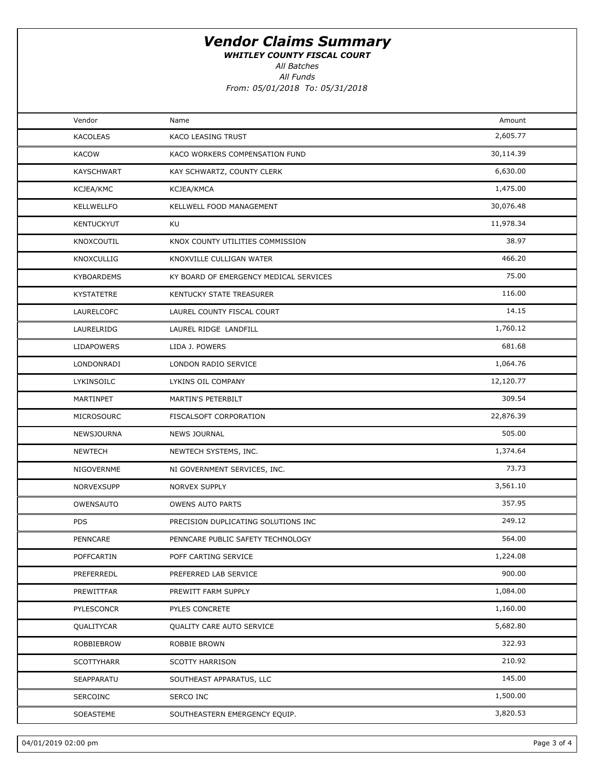# Vendor Claims Summary

***WHITLEY COUNTY FISCAL COURT***

*All Batches*

*All Funds*

*From: 05/01/2018 To: 05/31/2018*

| Vendor | Name | Amount |
|---|---|---|
| KACOLEAS | KACO LEASING TRUST | 2,605.77 |
| KACOW | KACO WORKERS COMPENSATION FUND | 30,114.39 |
| KAYSCHWART | KAY SCHWARTZ, COUNTY CLERK | 6,630.00 |
| KCJEA/KMC | KCJEA/KMCA | 1,475.00 |
| KELLWELLFO | KELLWELL FOOD MANAGEMENT | 30,076.48 |
| KENTUCKYUT | KU | 11,978.34 |
| KNOXCOUTIL | KNOX COUNTY UTILITIES COMMISSION | 38.97 |
| KNOXCULLIG | KNOXVILLE CULLIGAN WATER | 466.20 |
| KYBOARDEMS | KY BOARD OF EMERGENCY MEDICAL SERVICES | 75.00 |
| KYSTATETRE | KENTUCKY STATE TREASURER | 116.00 |
| LAURELCOFC | LAUREL COUNTY FISCAL COURT | 14.15 |
| LAURELRIDG | LAUREL RIDGE LANDFILL | 1,760.12 |
| LIDAPOWERS | LIDA J. POWERS | 681.68 |
| LONDONRADI | LONDON RADIO SERVICE | 1,064.76 |
| LYKINSOILC | LYKINS OIL COMPANY | 12,120.77 |
| MARTINPET | MARTIN'S PETERBILT | 309.54 |
| MICROSOURC | FISCALSOFT CORPORATION | 22,876.39 |
| NEWSJOURNA | NEWS JOURNAL | 505.00 |
| NEWTECH | NEWTECH SYSTEMS, INC. | 1,374.64 |
| NIGOVERNME | NI GOVERNMENT SERVICES, INC. | 73.73 |
| NORVEXSUPP | NORVEX SUPPLY | 3,561.10 |
| OWENSAUTO | OWENS AUTO PARTS | 357.95 |
| PDS | PRECISION DUPLICATING SOLUTIONS INC | 249.12 |
| PENNCARE | PENNCARE PUBLIC SAFETY TECHNOLOGY | 564.00 |
| POFFCARTIN | POFF CARTING SERVICE | 1,224.08 |
| PREFERREDL | PREFERRED LAB SERVICE | 900.00 |
| PREWITTFAR | PREWITT FARM SUPPLY | 1,084.00 |
| PYLESCONCR | PYLES CONCRETE | 1,160.00 |
| QUALITYCAR | QUALITY CARE AUTO SERVICE | 5,682.80 |
| ROBBIEBROW | ROBBIE BROWN | 322.93 |
| SCOTTYHARR | SCOTTY HARRISON | 210.92 |
| SEAPPARATU | SOUTHEAST APPARATUS, LLC | 145.00 |
| SERCOINC | SERCO INC | 1,500.00 |
| SOEASTEME | SOUTHEASTERN EMERGENCY EQUIP. | 3,820.53 |

04/01/2019 02:00 pm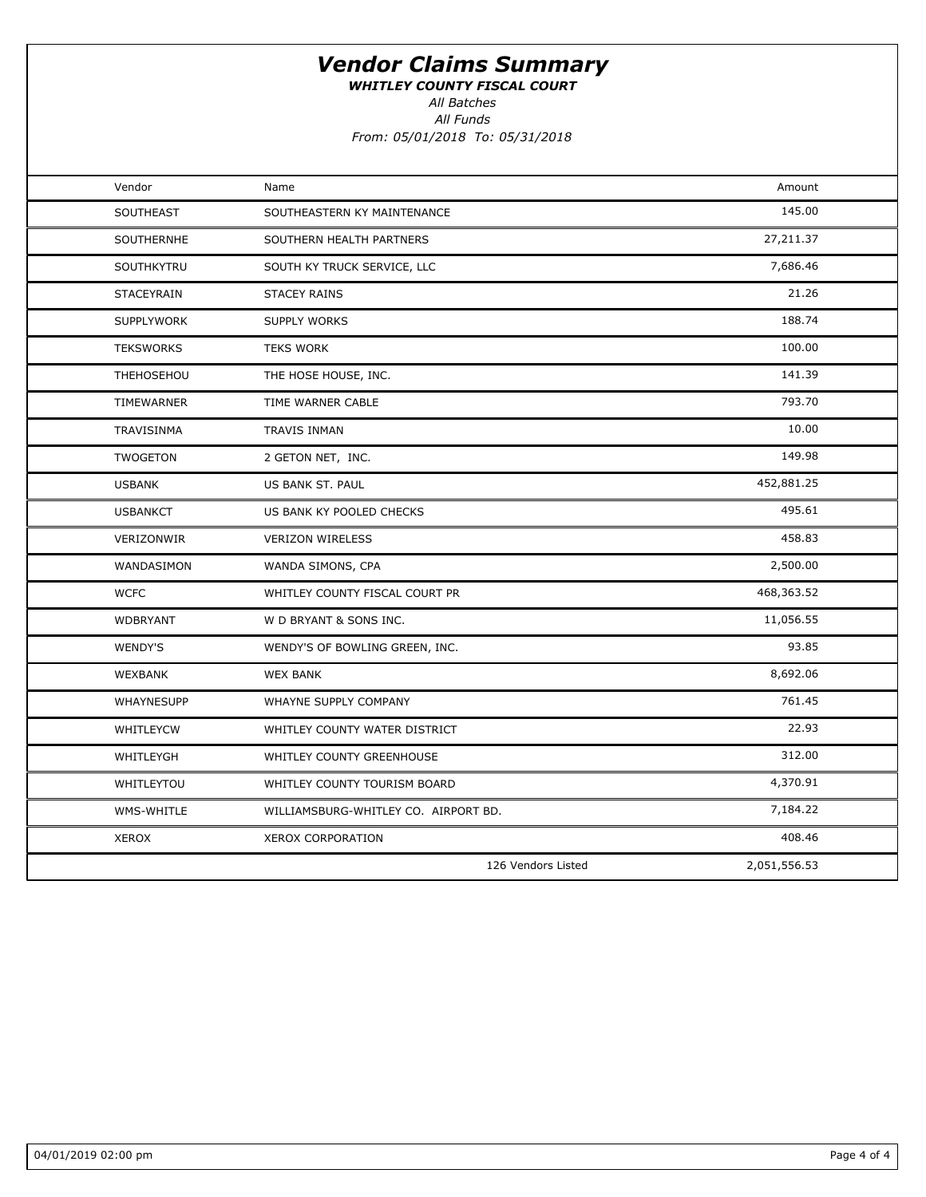# *Vendor Claims Summary*

***WHITLEY COUNTY FISCAL COURT***

*All Batches*

*All Funds*

*From: 05/01/2018 To: 05/31/2018*

| Vendor | Name | Amount |
|---|---|---|
| SOUTHEAST | SOUTHEASTERN KY MAINTENANCE | 145.00 |
| SOUTHERNHE | SOUTHERN HEALTH PARTNERS | 27,211.37 |
| SOUTHKYTRU | SOUTH KY TRUCK SERVICE, LLC | 7,686.46 |
| STACEYRAIN | STACEY RAINS | 21.26 |
| SUPPLYWORK | SUPPLY WORKS | 188.74 |
| TEKSWORKS | TEKS WORK | 100.00 |
| THEHOSEHOU | THE HOSE HOUSE, INC. | 141.39 |
| TIMEWARNER | TIME WARNER CABLE | 793.70 |
| TRAVISINMA | TRAVIS INMAN | 10.00 |
| TWOGETON | 2 GETON NET, INC. | 149.98 |
| USBANK | US BANK ST. PAUL | 452,881.25 |
| USBANKCT | US BANK KY POOLED CHECKS | 495.61 |
| VERIZONWIR | VERIZON WIRELESS | 458.83 |
| WANDASIMON | WANDA SIMONS, CPA | 2,500.00 |
| WCFC | WHITLEY COUNTY FISCAL COURT PR | 468,363.52 |
| WDBRYANT | W D BRYANT & SONS INC. | 11,056.55 |
| WENDY'S | WENDY'S OF BOWLING GREEN, INC. | 93.85 |
| WEXBANK | WEX BANK | 8,692.06 |
| WHAYNESUPP | WHAYNE SUPPLY COMPANY | 761.45 |
| WHITLEYCW | WHITLEY COUNTY WATER DISTRICT | 22.93 |
| WHITLEYGH | WHITLEY COUNTY GREENHOUSE | 312.00 |
| WHITLEYTOU | WHITLEY COUNTY TOURISM BOARD | 4,370.91 |
| WMS-WHITLE | WILLIAMSBURG-WHITLEY CO. AIRPORT BD. | 7,184.22 |
| XEROX | XEROX CORPORATION | 408.46 |
| | 126 Vendors Listed | 2,051,556.53 |

04/01/2019 02:00 pm